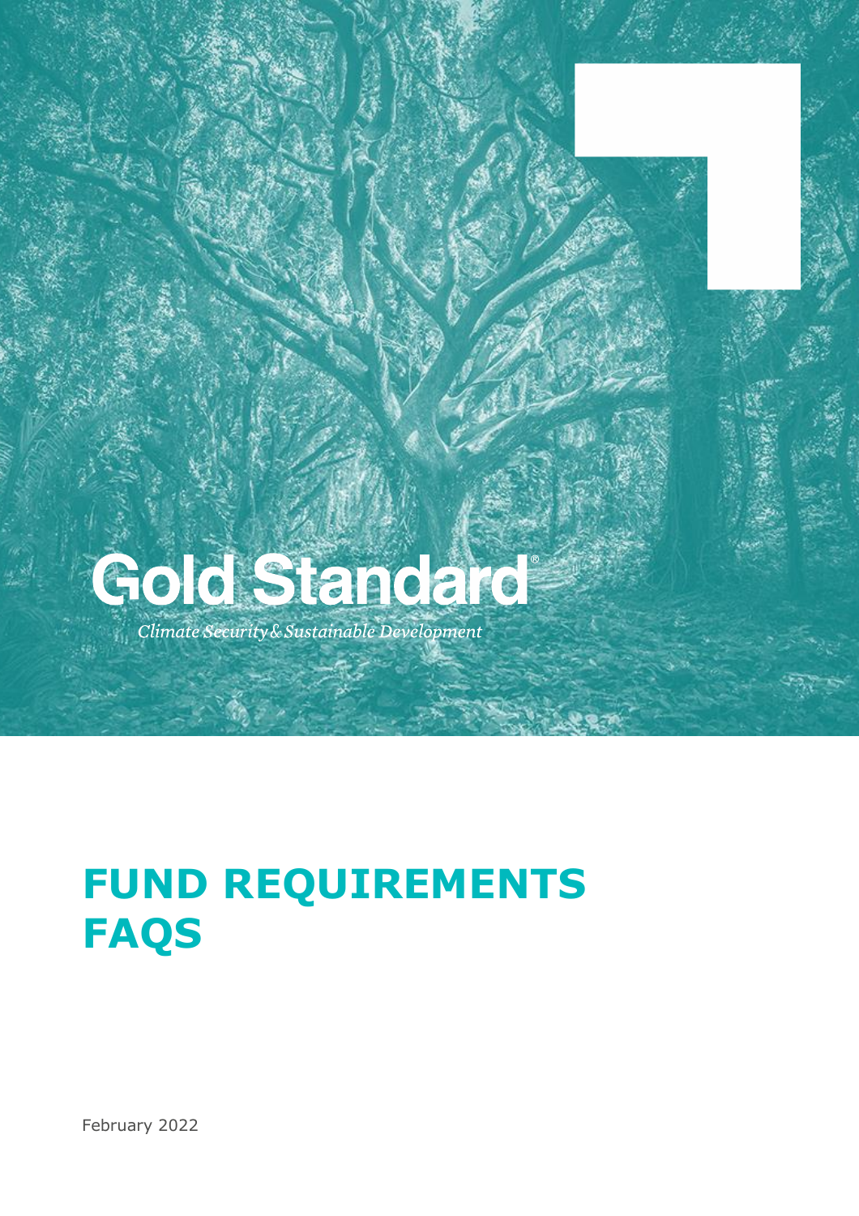Gold Standard®

*Climate Security & Sustainable Development*

# FUND REQUIREMENTS FAQS

February 2022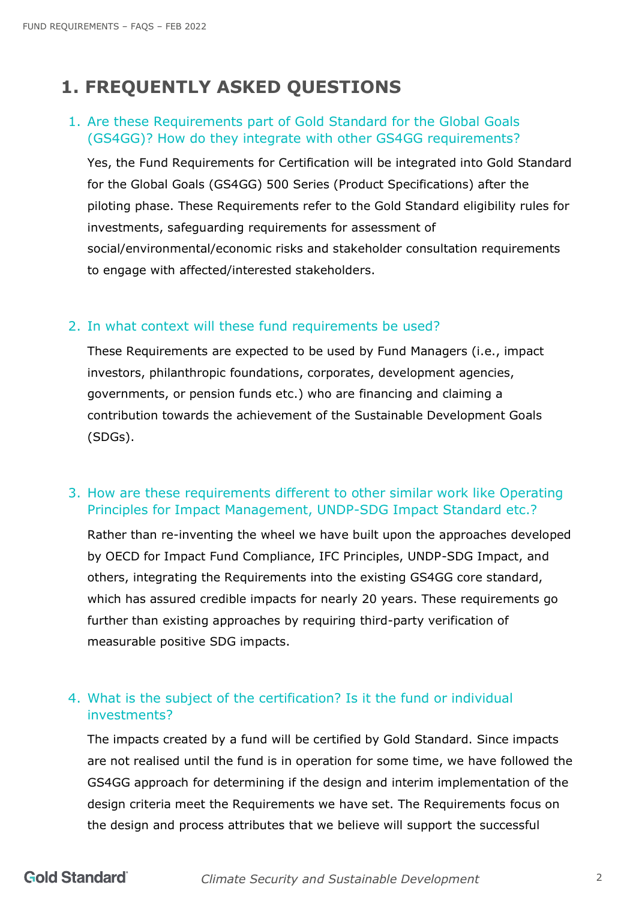# 1. FREQUENTLY ASKED QUESTIONS

1. Are these Requirements part of Gold Standard for the Global Goals (GS4GG)? How do they integrate with other GS4GG requirements?

   Yes, the Fund Requirements for Certification will be integrated into Gold Standard for the Global Goals (GS4GG) 500 Series (Product Specifications) after the piloting phase. These Requirements refer to the Gold Standard eligibility rules for investments, safeguarding requirements for assessment of social/environmental/economic risks and stakeholder consultation requirements to engage with affected/interested stakeholders.

2. In what context will these fund requirements be used?

   These Requirements are expected to be used by Fund Managers (i.e., impact investors, philanthropic foundations, corporates, development agencies, governments, or pension funds etc.) who are financing and claiming a contribution towards the achievement of the Sustainable Development Goals (SDGs).

3. How are these requirements different to other similar work like Operating Principles for Impact Management, UNDP-SDG Impact Standard etc.?

   Rather than re-inventing the wheel we have built upon the approaches developed by OECD for Impact Fund Compliance, IFC Principles, UNDP-SDG Impact, and others, integrating the Requirements into the existing GS4GG core standard, which has assured credible impacts for nearly 20 years. These requirements go further than existing approaches by requiring third-party verification of measurable positive SDG impacts.

4. What is the subject of the certification? Is it the fund or individual investments?

   The impacts created by a fund will be certified by Gold Standard. Since impacts are not realised until the fund is in operation for some time, we have followed the GS4GG approach for determining if the design and interim implementation of the design criteria meet the Requirements we have set. The Requirements focus on the design and process attributes that we believe will support the successful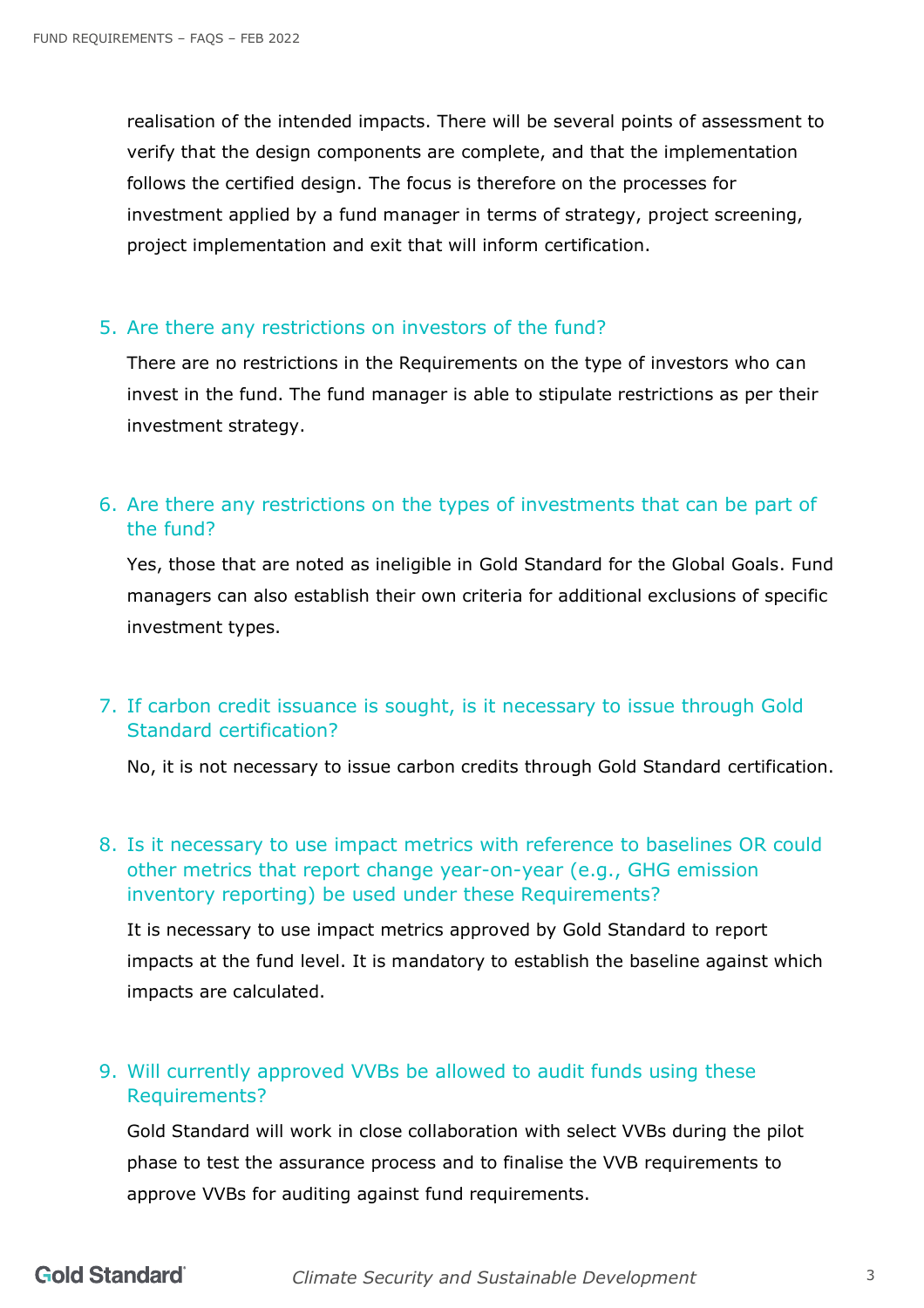realisation of the intended impacts. There will be several points of assessment to verify that the design components are complete, and that the implementation follows the certified design. The focus is therefore on the processes for investment applied by a fund manager in terms of strategy, project screening, project implementation and exit that will inform certification.

5. Are there any restrictions on investors of the fund?

   There are no restrictions in the Requirements on the type of investors who can invest in the fund. The fund manager is able to stipulate restrictions as per their investment strategy.

6. Are there any restrictions on the types of investments that can be part of the fund?

   Yes, those that are noted as ineligible in Gold Standard for the Global Goals. Fund managers can also establish their own criteria for additional exclusions of specific investment types.

7. If carbon credit issuance is sought, is it necessary to issue through Gold Standard certification?

   No, it is not necessary to issue carbon credits through Gold Standard certification.

8. Is it necessary to use impact metrics with reference to baselines OR could other metrics that report change year-on-year (e.g., GHG emission inventory reporting) be used under these Requirements?

   It is necessary to use impact metrics approved by Gold Standard to report impacts at the fund level. It is mandatory to establish the baseline against which impacts are calculated.

9. Will currently approved VVBs be allowed to audit funds using these Requirements?

   Gold Standard will work in close collaboration with select VVBs during the pilot phase to test the assurance process and to finalise the VVB requirements to approve VVBs for auditing against fund requirements.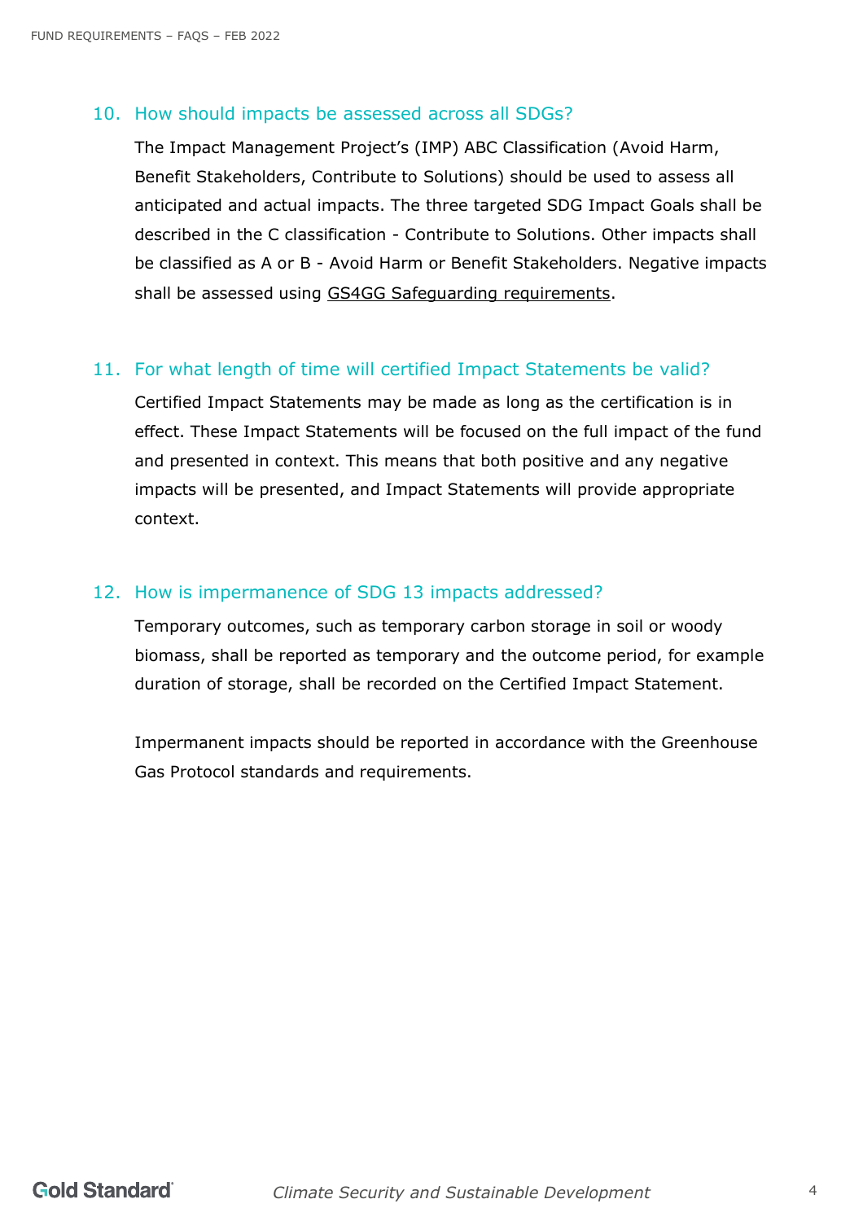## 10. How should impacts be assessed across all SDGs?

The Impact Management Project's (IMP) ABC Classification (Avoid Harm, Benefit Stakeholders, Contribute to Solutions) should be used to assess all anticipated and actual impacts. The three targeted SDG Impact Goals shall be described in the C classification - Contribute to Solutions. Other impacts shall be classified as A or B - Avoid Harm or Benefit Stakeholders. Negative impacts shall be assessed using GS4GG Safeguarding requirements.

## 11. For what length of time will certified Impact Statements be valid?

Certified Impact Statements may be made as long as the certification is in effect. These Impact Statements will be focused on the full impact of the fund and presented in context. This means that both positive and any negative impacts will be presented, and Impact Statements will provide appropriate context.

## 12. How is impermanence of SDG 13 impacts addressed?

Temporary outcomes, such as temporary carbon storage in soil or woody biomass, shall be reported as temporary and the outcome period, for example duration of storage, shall be recorded on the Certified Impact Statement.

Impermanent impacts should be reported in accordance with the Greenhouse Gas Protocol standards and requirements.